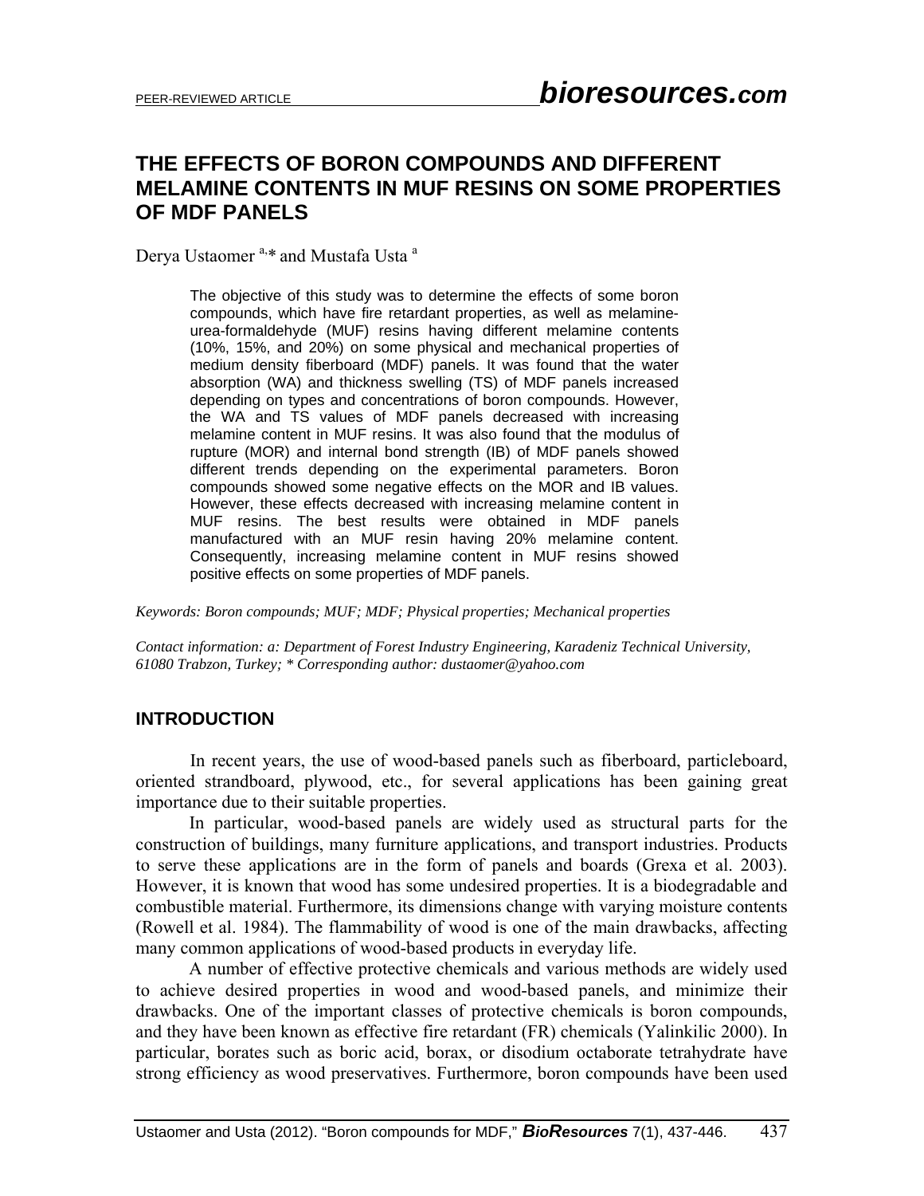# THE EFFECTS OF BORON COMPOUNDS AND DIFFERENT MELAMINE CONTENTS IN MUF RESINS ON SOME PROPERTIES OF MDF PANELS

Derya Ustaomer [a,*] and Mustafa Usta [a]

The objective of this study was to determine the effects of some boron compounds, which have fire retardant properties, as well as melamine-urea-formaldehyde (MUF) resins having different melamine contents (10%, 15%, and 20%) on some physical and mechanical properties of medium density fiberboard (MDF) panels. It was found that the water absorption (WA) and thickness swelling (TS) of MDF panels increased depending on types and concentrations of boron compounds. However, the WA and TS values of MDF panels decreased with increasing melamine content in MUF resins. It was also found that the modulus of rupture (MOR) and internal bond strength (IB) of MDF panels showed different trends depending on the experimental parameters. Boron compounds showed some negative effects on the MOR and IB values. However, these effects decreased with increasing melamine content in MUF resins. The best results were obtained in MDF panels manufactured with an MUF resin having 20% melamine content. Consequently, increasing melamine content in MUF resins showed positive effects on some properties of MDF panels.

*Keywords: Boron compounds; MUF; MDF; Physical properties; Mechanical properties*

*Contact information: a: Department of Forest Industry Engineering, Karadeniz Technical University, 61080 Trabzon, Turkey; * Corresponding author: dustaomer@yahoo.com*

## INTRODUCTION

In recent years, the use of wood-based panels such as fiberboard, particleboard, oriented strandboard, plywood, etc., for several applications has been gaining great importance due to their suitable properties.

In particular, wood-based panels are widely used as structural parts for the construction of buildings, many furniture applications, and transport industries. Products to serve these applications are in the form of panels and boards (Grexa et al. 2003). However, it is known that wood has some undesired properties. It is a biodegradable and combustible material. Furthermore, its dimensions change with varying moisture contents (Rowell et al. 1984). The flammability of wood is one of the main drawbacks, affecting many common applications of wood-based products in everyday life.

A number of effective protective chemicals and various methods are widely used to achieve desired properties in wood and wood-based panels, and minimize their drawbacks. One of the important classes of protective chemicals is boron compounds, and they have been known as effective fire retardant (FR) chemicals (Yalinkilic 2000). In particular, borates such as boric acid, borax, or disodium octaborate tetrahydrate have strong efficiency as wood preservatives. Furthermore, boron compounds have been used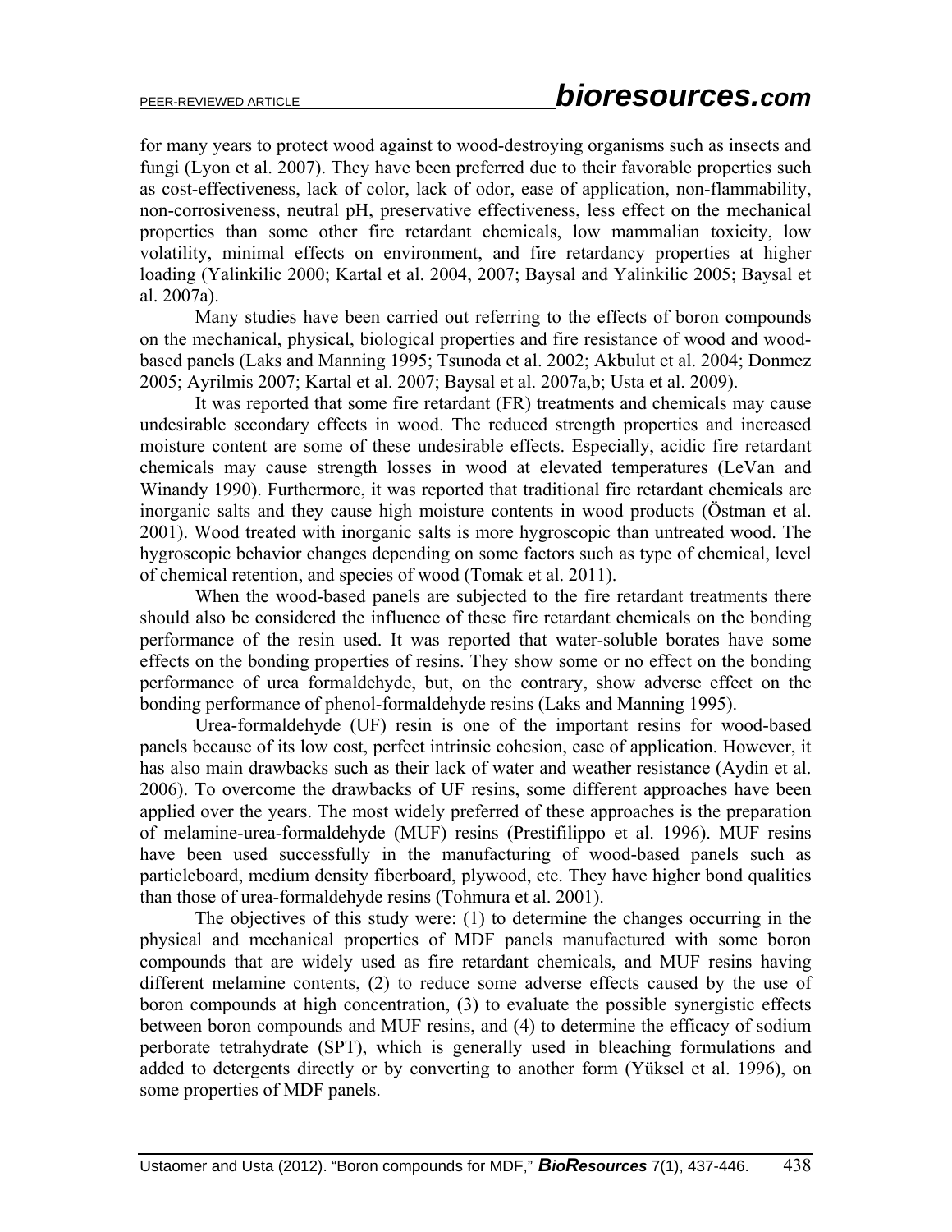for many years to protect wood against to wood-destroying organisms such as insects and fungi (Lyon et al. 2007). They have been preferred due to their favorable properties such as cost-effectiveness, lack of color, lack of odor, ease of application, non-flammability, non-corrosiveness, neutral pH, preservative effectiveness, less effect on the mechanical properties than some other fire retardant chemicals, low mammalian toxicity, low volatility, minimal effects on environment, and fire retardancy properties at higher loading (Yalinkilic 2000; Kartal et al. 2004, 2007; Baysal and Yalinkilic 2005; Baysal et al. 2007a).

Many studies have been carried out referring to the effects of boron compounds on the mechanical, physical, biological properties and fire resistance of wood and wood-based panels (Laks and Manning 1995; Tsunoda et al. 2002; Akbulut et al. 2004; Donmez 2005; Ayrilmis 2007; Kartal et al. 2007; Baysal et al. 2007a,b; Usta et al. 2009).

It was reported that some fire retardant (FR) treatments and chemicals may cause undesirable secondary effects in wood. The reduced strength properties and increased moisture content are some of these undesirable effects. Especially, acidic fire retardant chemicals may cause strength losses in wood at elevated temperatures (LeVan and Winandy 1990). Furthermore, it was reported that traditional fire retardant chemicals are inorganic salts and they cause high moisture contents in wood products (Östman et al. 2001). Wood treated with inorganic salts is more hygroscopic than untreated wood. The hygroscopic behavior changes depending on some factors such as type of chemical, level of chemical retention, and species of wood (Tomak et al. 2011).

When the wood-based panels are subjected to the fire retardant treatments there should also be considered the influence of these fire retardant chemicals on the bonding performance of the resin used. It was reported that water-soluble borates have some effects on the bonding properties of resins. They show some or no effect on the bonding performance of urea formaldehyde, but, on the contrary, show adverse effect on the bonding performance of phenol-formaldehyde resins (Laks and Manning 1995).

Urea-formaldehyde (UF) resin is one of the important resins for wood-based panels because of its low cost, perfect intrinsic cohesion, ease of application. However, it has also main drawbacks such as their lack of water and weather resistance (Aydin et al. 2006). To overcome the drawbacks of UF resins, some different approaches have been applied over the years. The most widely preferred of these approaches is the preparation of melamine-urea-formaldehyde (MUF) resins (Prestifilippo et al. 1996). MUF resins have been used successfully in the manufacturing of wood-based panels such as particleboard, medium density fiberboard, plywood, etc. They have higher bond qualities than those of urea-formaldehyde resins (Tohmura et al. 2001).

The objectives of this study were: (1) to determine the changes occurring in the physical and mechanical properties of MDF panels manufactured with some boron compounds that are widely used as fire retardant chemicals, and MUF resins having different melamine contents, (2) to reduce some adverse effects caused by the use of boron compounds at high concentration, (3) to evaluate the possible synergistic effects between boron compounds and MUF resins, and (4) to determine the efficacy of sodium perborate tetrahydrate (SPT), which is generally used in bleaching formulations and added to detergents directly or by converting to another form (Yüksel et al. 1996), on some properties of MDF panels.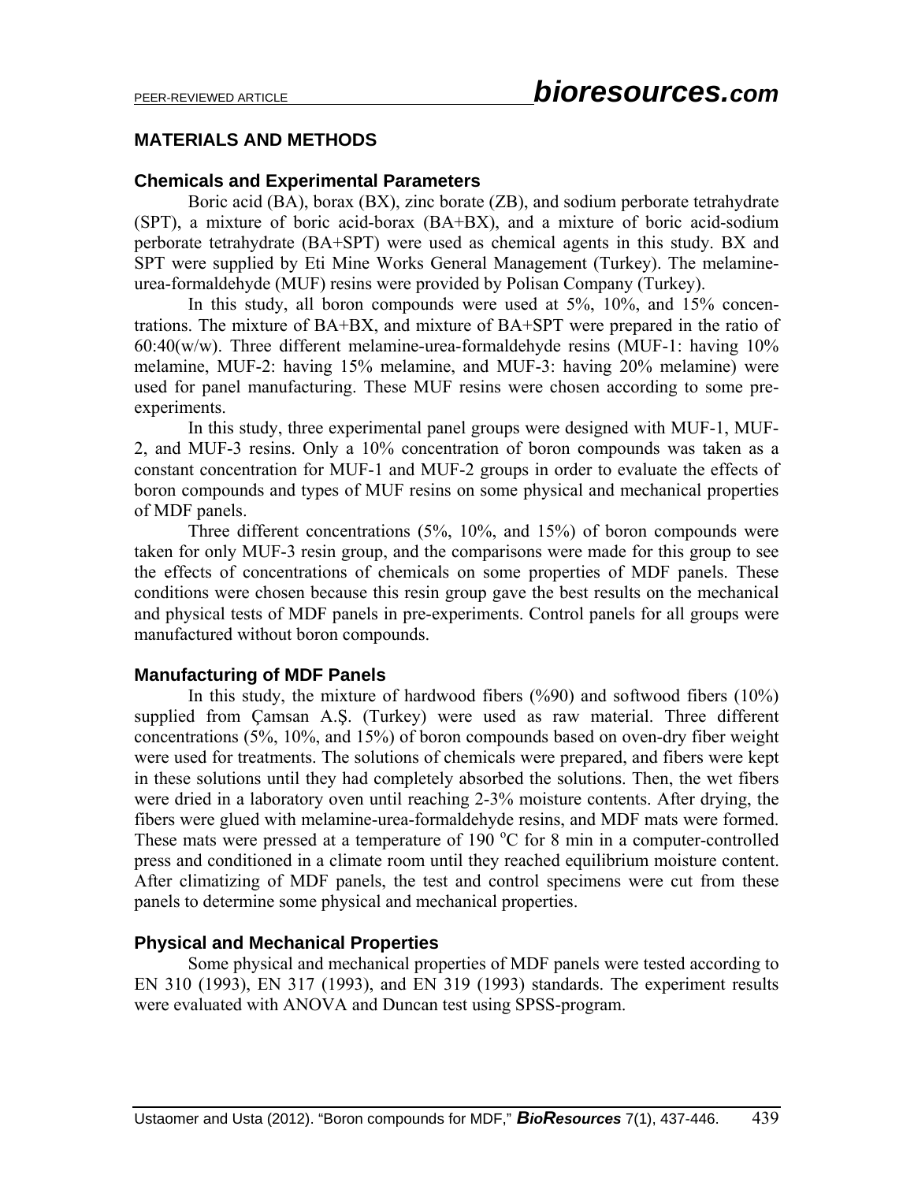## MATERIALS AND METHODS

### Chemicals and Experimental Parameters

Boric acid (BA), borax (BX), zinc borate (ZB), and sodium perborate tetrahydrate (SPT), a mixture of boric acid-borax (BA+BX), and a mixture of boric acid-sodium perborate tetrahydrate (BA+SPT) were used as chemical agents in this study. BX and SPT were supplied by Eti Mine Works General Management (Turkey). The melamine-urea-formaldehyde (MUF) resins were provided by Polisan Company (Turkey).

In this study, all boron compounds were used at 5%, 10%, and 15% concentrations. The mixture of BA+BX, and mixture of BA+SPT were prepared in the ratio of 60:40(w/w). Three different melamine-urea-formaldehyde resins (MUF-1: having 10% melamine, MUF-2: having 15% melamine, and MUF-3: having 20% melamine) were used for panel manufacturing. These MUF resins were chosen according to some pre-experiments.

In this study, three experimental panel groups were designed with MUF-1, MUF-2, and MUF-3 resins. Only a 10% concentration of boron compounds was taken as a constant concentration for MUF-1 and MUF-2 groups in order to evaluate the effects of boron compounds and types of MUF resins on some physical and mechanical properties of MDF panels.

Three different concentrations (5%, 10%, and 15%) of boron compounds were taken for only MUF-3 resin group, and the comparisons were made for this group to see the effects of concentrations of chemicals on some properties of MDF panels. These conditions were chosen because this resin group gave the best results on the mechanical and physical tests of MDF panels in pre-experiments. Control panels for all groups were manufactured without boron compounds.

### Manufacturing of MDF Panels

In this study, the mixture of hardwood fibers (%90) and softwood fibers (10%) supplied from Çamsan A.Ş. (Turkey) were used as raw material. Three different concentrations (5%, 10%, and 15%) of boron compounds based on oven-dry fiber weight were used for treatments. The solutions of chemicals were prepared, and fibers were kept in these solutions until they had completely absorbed the solutions. Then, the wet fibers were dried in a laboratory oven until reaching 2-3% moisture contents. After drying, the fibers were glued with melamine-urea-formaldehyde resins, and MDF mats were formed. These mats were pressed at a temperature of 190 $^{o}$C for 8 min in a computer-controlled press and conditioned in a climate room until they reached equilibrium moisture content. After climatizing of MDF panels, the test and control specimens were cut from these panels to determine some physical and mechanical properties.

### Physical and Mechanical Properties

Some physical and mechanical properties of MDF panels were tested according to EN 310 (1993), EN 317 (1993), and EN 319 (1993) standards. The experiment results were evaluated with ANOVA and Duncan test using SPSS-program.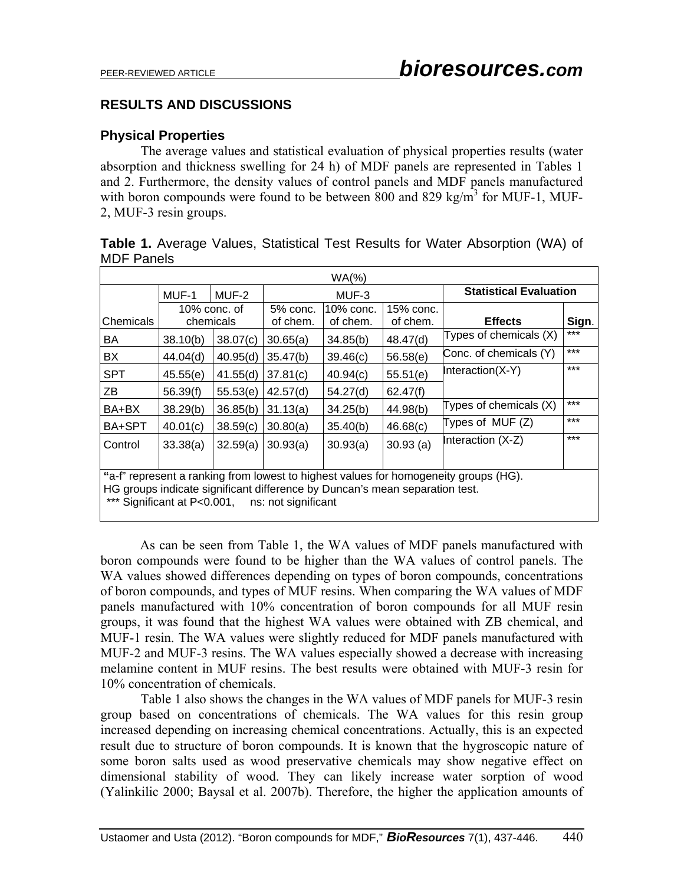## RESULTS AND DISCUSSIONS

### Physical Properties

The average values and statistical evaluation of physical properties results (water absorption and thickness swelling for 24 h) of MDF panels are represented in Tables 1 and 2. Furthermore, the density values of control panels and MDF panels manufactured with boron compounds were found to be between 800 and 829 kg/m$^3$ for MUF-1, MUF-2, MUF-3 resin groups.

**Table 1.** Average Values, Statistical Test Results for Water Absorption (WA) of MDF Panels

| WA(%) | | | | | | | |
|---|---|---|---|---|---|---|---|
| | MUF-1 | MUF-2 | MUF-3 | | | Statistical Evaluation | |
| Chemicals | 10% conc. of chemicals | | 5% conc. of chem. | 10% conc. of chem. | 15% conc. of chem. | Effects | Sign. |
| BA | 38.10(b) | 38.07(c) | 30.65(a) | 34.85(b) | 48.47(d) | Types of chemicals (X) | *** |
| BX | 44.04(d) | 40.95(d) | 35.47(b) | 39.46(c) | 56.58(e) | Conc. of chemicals (Y) | *** |
| SPT | 45.55(e) | 41.55(d) | 37.81(c) | 40.94(c) | 55.51(e) | Interaction(X-Y) | *** |
| ZB | 56.39(f) | 55.53(e) | 42.57(d) | 54.27(d) | 62.47(f) | | |
| BA+BX | 38.29(b) | 36.85(b) | 31.13(a) | 34.25(b) | 44.98(b) | Types of chemicals (X) | *** |
| BA+SPT | 40.01(c) | 38.59(c) | 30.80(a) | 35.40(b) | 46.68(c) | Types of MUF (Z) | *** |
| Control | 33.38(a) | 32.59(a) | 30.93(a) | 30.93(a) | 30.93 (a) | Interaction (X-Z) | *** |

"a-f" represent a ranking from lowest to highest values for homogeneity groups (HG).
HG groups indicate significant difference by Duncan's mean separation test.
*** Significant at $P<0.001$, ns: not significant

As can be seen from Table 1, the WA values of MDF panels manufactured with boron compounds were found to be higher than the WA values of control panels. The WA values showed differences depending on types of boron compounds, concentrations of boron compounds, and types of MUF resins. When comparing the WA values of MDF panels manufactured with 10% concentration of boron compounds for all MUF resin groups, it was found that the highest WA values were obtained with ZB chemical, and MUF-1 resin. The WA values were slightly reduced for MDF panels manufactured with MUF-2 and MUF-3 resins. The WA values especially showed a decrease with increasing melamine content in MUF resins. The best results were obtained with MUF-3 resin for 10% concentration of chemicals.

Table 1 also shows the changes in the WA values of MDF panels for MUF-3 resin group based on concentrations of chemicals. The WA values for this resin group increased depending on increasing chemical concentrations. Actually, this is an expected result due to structure of boron compounds. It is known that the hygroscopic nature of some boron salts used as wood preservative chemicals may show negative effect on dimensional stability of wood. They can likely increase water sorption of wood (Yalinkilic 2000; Baysal et al. 2007b). Therefore, the higher the application amounts of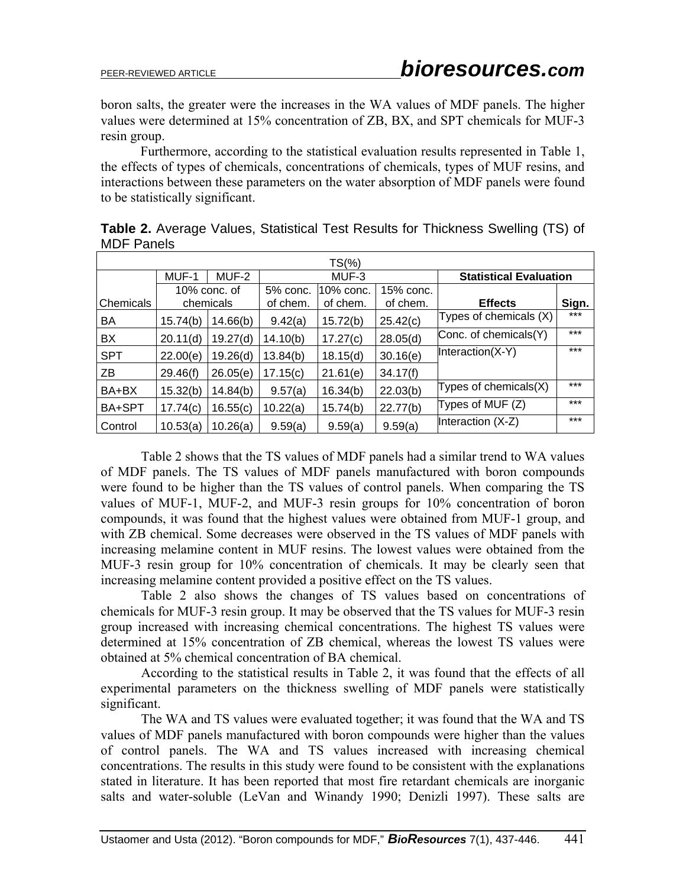boron salts, the greater were the increases in the WA values of MDF panels. The higher values were determined at 15% concentration of ZB, BX, and SPT chemicals for MUF-3 resin group.

Furthermore, according to the statistical evaluation results represented in Table 1, the effects of types of chemicals, concentrations of chemicals, types of MUF resins, and interactions between these parameters on the water absorption of MDF panels were found to be statistically significant.

**Table 2.** Average Values, Statistical Test Results for Thickness Swelling (TS) of MDF Panels

| TS(%) | | | | | | | |
|---|---|---|---|---|---|---|---|
| | MUF-1 | MUF-2 | MUF-3 | | | Statistical Evaluation | |
| Chemicals | 10% conc. of chemicals | | 5% conc. of chem. | 10% conc. of chem. | 15% conc. of chem. | Effects | Sign. |
| BA | 15.74(b) | 14.66(b) | 9.42(a) | 15.72(b) | 25.42(c) | Types of chemicals (X) | *** |
| BX | 20.11(d) | 19.27(d) | 14.10(b) | 17.27(c) | 28.05(d) | Conc. of chemicals(Y) | *** |
| SPT | 22.00(e) | 19.26(d) | 13.84(b) | 18.15(d) | 30.16(e) | Interaction(X-Y) | *** |
| ZB | 29.46(f) | 26.05(e) | 17.15(c) | 21.61(e) | 34.17(f) | | |
| BA+BX | 15.32(b) | 14.84(b) | 9.57(a) | 16.34(b) | 22.03(b) | Types of chemicals(X) | *** |
| BA+SPT | 17.74(c) | 16.55(c) | 10.22(a) | 15.74(b) | 22.77(b) | Types of MUF (Z) | *** |
| Control | 10.53(a) | 10.26(a) | 9.59(a) | 9.59(a) | 9.59(a) | Interaction (X-Z) | *** |

Table 2 shows that the TS values of MDF panels had a similar trend to WA values of MDF panels. The TS values of MDF panels manufactured with boron compounds were found to be higher than the TS values of control panels. When comparing the TS values of MUF-1, MUF-2, and MUF-3 resin groups for 10% concentration of boron compounds, it was found that the highest values were obtained from MUF-1 group, and with ZB chemical. Some decreases were observed in the TS values of MDF panels with increasing melamine content in MUF resins. The lowest values were obtained from the MUF-3 resin group for 10% concentration of chemicals. It may be clearly seen that increasing melamine content provided a positive effect on the TS values.

Table 2 also shows the changes of TS values based on concentrations of chemicals for MUF-3 resin group. It may be observed that the TS values for MUF-3 resin group increased with increasing chemical concentrations. The highest TS values were determined at 15% concentration of ZB chemical, whereas the lowest TS values were obtained at 5% chemical concentration of BA chemical.

According to the statistical results in Table 2, it was found that the effects of all experimental parameters on the thickness swelling of MDF panels were statistically significant.

The WA and TS values were evaluated together; it was found that the WA and TS values of MDF panels manufactured with boron compounds were higher than the values of control panels. The WA and TS values increased with increasing chemical concentrations. The results in this study were found to be consistent with the explanations stated in literature. It has been reported that most fire retardant chemicals are inorganic salts and water-soluble (LeVan and Winandy 1990; Denizli 1997). These salts are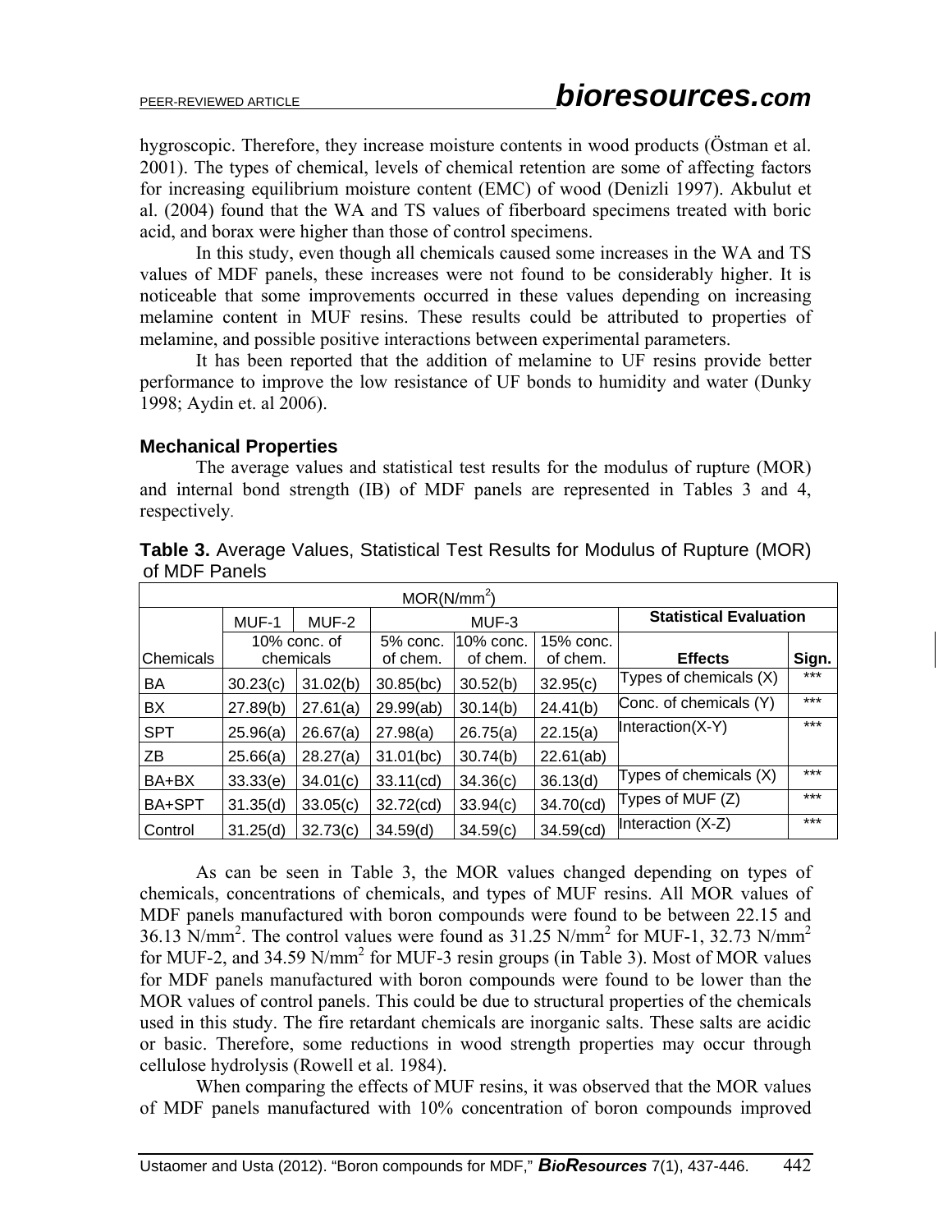hygroscopic. Therefore, they increase moisture contents in wood products (Östman et al. 2001). The types of chemical, levels of chemical retention are some of affecting factors for increasing equilibrium moisture content (EMC) of wood (Denizli 1997). Akbulut et al. (2004) found that the WA and TS values of fiberboard specimens treated with boric acid, and borax were higher than those of control specimens.

In this study, even though all chemicals caused some increases in the WA and TS values of MDF panels, these increases were not found to be considerably higher. It is noticeable that some improvements occurred in these values depending on increasing melamine content in MUF resins. These results could be attributed to properties of melamine, and possible positive interactions between experimental parameters.

It has been reported that the addition of melamine to UF resins provide better performance to improve the low resistance of UF bonds to humidity and water (Dunky 1998; Aydin et. al 2006).

### Mechanical Properties

The average values and statistical test results for the modulus of rupture (MOR) and internal bond strength (IB) of MDF panels are represented in Tables 3 and 4, respectively.

**Table 3.** Average Values, Statistical Test Results for Modulus of Rupture (MOR) of MDF Panels

| MOR($N/mm^2$) | | | | | | | |
|---|---|---|---|---|---|---|---|
| | MUF-1 | MUF-2 | MUF-3 | | | **Statistical Evaluation** | |
| Chemicals | 10% conc. of chemicals | | 5% conc. of chem. | 10% conc. of chem. | 15% conc. of chem. | **Effects** | **Sign.** |
| BA | 30.23(c) | 31.02(b) | 30.85(bc) | 30.52(b) | 32.95(c) | Types of chemicals (X) | *** |
| BX | 27.89(b) | 27.61(a) | 29.99(ab) | 30.14(b) | 24.41(b) | Conc. of chemicals (Y) | *** |
| SPT | 25.96(a) | 26.67(a) | 27.98(a) | 26.75(a) | 22.15(a) | Interaction(X-Y) | *** |
| ZB | 25.66(a) | 28.27(a) | 31.01(bc) | 30.74(b) | 22.61(ab) | | |
| BA+BX | 33.33(e) | 34.01(c) | 33.11(cd) | 34.36(c) | 36.13(d) | Types of chemicals (X) | *** |
| BA+SPT | 31.35(d) | 33.05(c) | 32.72(cd) | 33.94(c) | 34.70(cd) | Types of MUF (Z) | *** |
| Control | 31.25(d) | 32.73(c) | 34.59(d) | 34.59(c) | 34.59(cd) | Interaction (X-Z) | *** |

As can be seen in Table 3, the MOR values changed depending on types of chemicals, concentrations of chemicals, and types of MUF resins. All MOR values of MDF panels manufactured with boron compounds were found to be between 22.15 and 36.13 $N/mm^2$. The control values were found as 31.25 $N/mm^2$ for MUF-1, 32.73 $N/mm^2$ for MUF-2, and 34.59 $N/mm^2$ for MUF-3 resin groups (in Table 3). Most of MOR values for MDF panels manufactured with boron compounds were found to be lower than the MOR values of control panels. This could be due to structural properties of the chemicals used in this study. The fire retardant chemicals are inorganic salts. These salts are acidic or basic. Therefore, some reductions in wood strength properties may occur through cellulose hydrolysis (Rowell et al. 1984).

When comparing the effects of MUF resins, it was observed that the MOR values of MDF panels manufactured with 10% concentration of boron compounds improved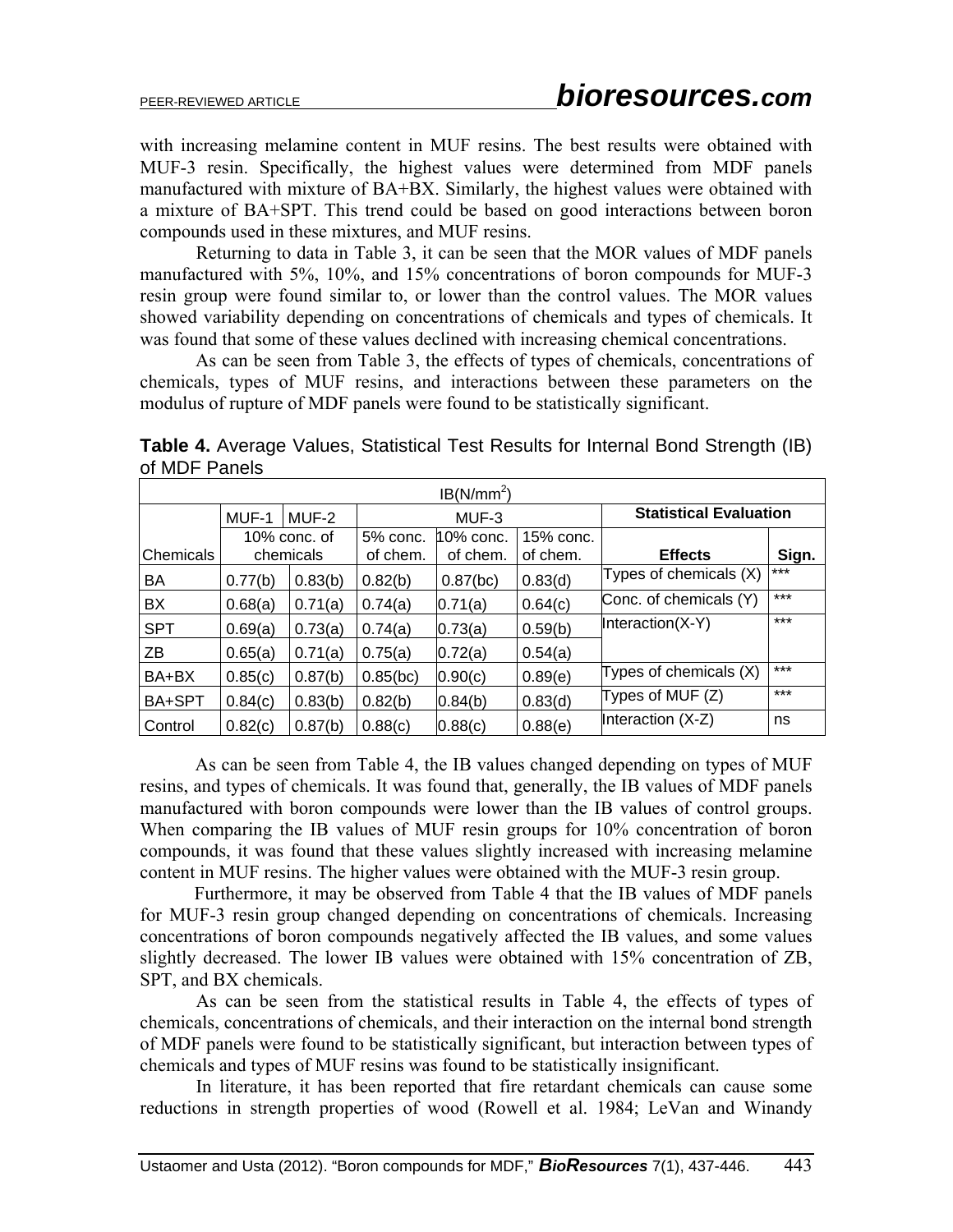with increasing melamine content in MUF resins. The best results were obtained with MUF-3 resin. Specifically, the highest values were determined from MDF panels manufactured with mixture of BA+BX. Similarly, the highest values were obtained with a mixture of BA+SPT. This trend could be based on good interactions between boron compounds used in these mixtures, and MUF resins.

Returning to data in Table 3, it can be seen that the MOR values of MDF panels manufactured with 5%, 10%, and 15% concentrations of boron compounds for MUF-3 resin group were found similar to, or lower than the control values. The MOR values showed variability depending on concentrations of chemicals and types of chemicals. It was found that some of these values declined with increasing chemical concentrations.

As can be seen from Table 3, the effects of types of chemicals, concentrations of chemicals, types of MUF resins, and interactions between these parameters on the modulus of rupture of MDF panels were found to be statistically significant.

**Table 4.** Average Values, Statistical Test Results for Internal Bond Strength (IB) of MDF Panels

| IB(N/mm$^2$) | | | | | | | |
|---|---|---|---|---|---|---|---|
| | MUF-1 | MUF-2 | MUF-3 | | | **Statistical Evaluation** | |
| Chemicals | 10% conc. of chemicals | | 5% conc. of chem. | 10% conc. of chem. | 15% conc. of chem. | **Effects** | **Sign.** |
| BA | 0.77(b) | 0.83(b) | 0.82(b) | 0.87(bc) | 0.83(d) | Types of chemicals (X) | *** |
| BX | 0.68(a) | 0.71(a) | 0.74(a) | 0.71(a) | 0.64(c) | Conc. of chemicals (Y) | *** |
| SPT | 0.69(a) | 0.73(a) | 0.74(a) | 0.73(a) | 0.59(b) | Interaction(X-Y) | *** |
| ZB | 0.65(a) | 0.71(a) | 0.75(a) | 0.72(a) | 0.54(a) | | |
| BA+BX | 0.85(c) | 0.87(b) | 0.85(bc) | 0.90(c) | 0.89(e) | Types of chemicals (X) | *** |
| BA+SPT | 0.84(c) | 0.83(b) | 0.82(b) | 0.84(b) | 0.83(d) | Types of MUF (Z) | *** |
| Control | 0.82(c) | 0.87(b) | 0.88(c) | 0.88(c) | 0.88(e) | Interaction (X-Z) | ns |

As can be seen from Table 4, the IB values changed depending on types of MUF resins, and types of chemicals. It was found that, generally, the IB values of MDF panels manufactured with boron compounds were lower than the IB values of control groups. When comparing the IB values of MUF resin groups for 10% concentration of boron compounds, it was found that these values slightly increased with increasing melamine content in MUF resins. The higher values were obtained with the MUF-3 resin group.

Furthermore, it may be observed from Table 4 that the IB values of MDF panels for MUF-3 resin group changed depending on concentrations of chemicals. Increasing concentrations of boron compounds negatively affected the IB values, and some values slightly decreased. The lower IB values were obtained with 15% concentration of ZB, SPT, and BX chemicals.

As can be seen from the statistical results in Table 4, the effects of types of chemicals, concentrations of chemicals, and their interaction on the internal bond strength of MDF panels were found to be statistically significant, but interaction between types of chemicals and types of MUF resins was found to be statistically insignificant.

In literature, it has been reported that fire retardant chemicals can cause some reductions in strength properties of wood (Rowell et al. 1984; LeVan and Winandy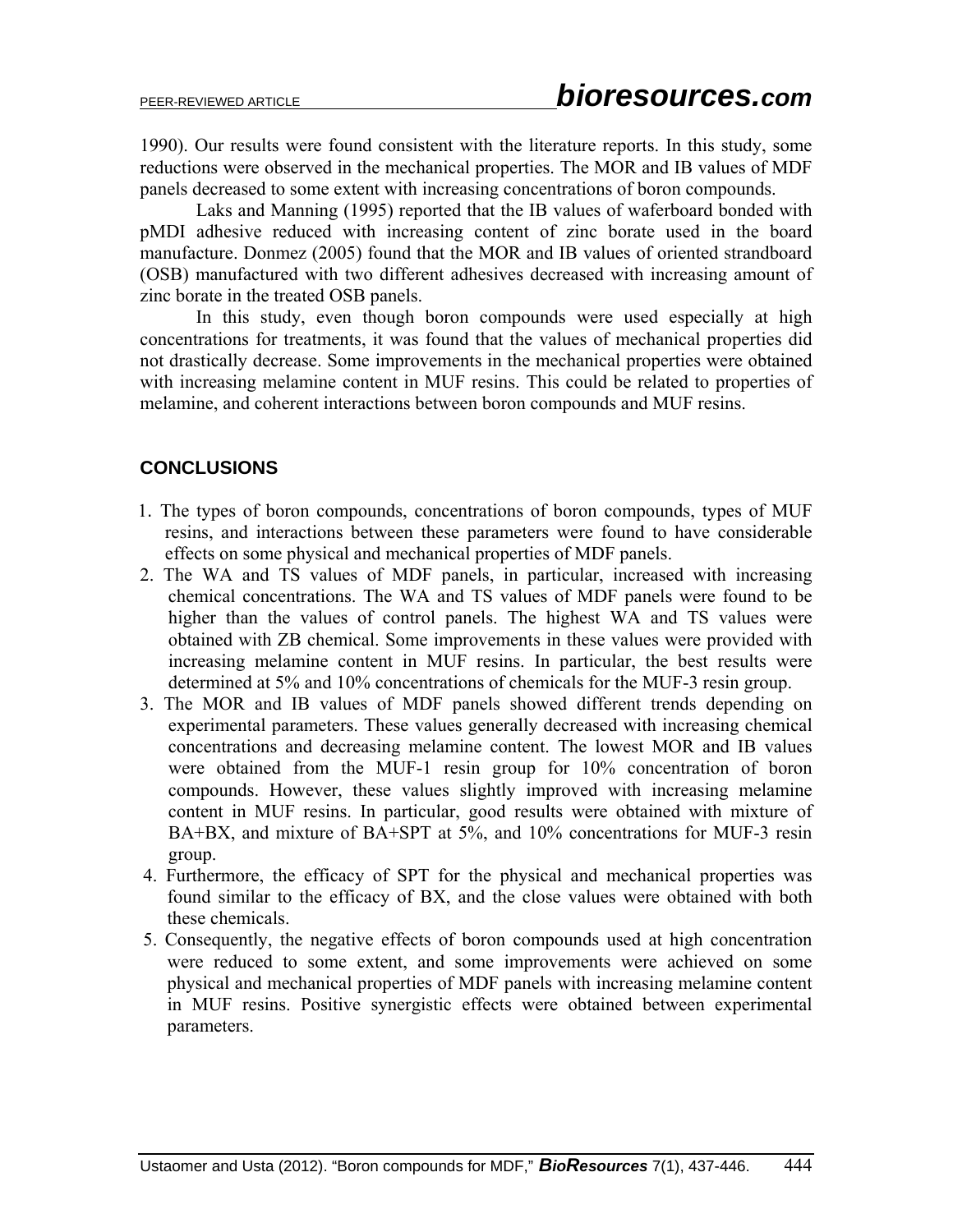1990). Our results were found consistent with the literature reports. In this study, some reductions were observed in the mechanical properties. The MOR and IB values of MDF panels decreased to some extent with increasing concentrations of boron compounds.

Laks and Manning (1995) reported that the IB values of waferboard bonded with pMDI adhesive reduced with increasing content of zinc borate used in the board manufacture. Donmez (2005) found that the MOR and IB values of oriented strandboard (OSB) manufactured with two different adhesives decreased with increasing amount of zinc borate in the treated OSB panels.

In this study, even though boron compounds were used especially at high concentrations for treatments, it was found that the values of mechanical properties did not drastically decrease. Some improvements in the mechanical properties were obtained with increasing melamine content in MUF resins. This could be related to properties of melamine, and coherent interactions between boron compounds and MUF resins.

## CONCLUSIONS

1. The types of boron compounds, concentrations of boron compounds, types of MUF resins, and interactions between these parameters were found to have considerable effects on some physical and mechanical properties of MDF panels.
2. The WA and TS values of MDF panels, in particular, increased with increasing chemical concentrations. The WA and TS values of MDF panels were found to be higher than the values of control panels. The highest WA and TS values were obtained with ZB chemical. Some improvements in these values were provided with increasing melamine content in MUF resins. In particular, the best results were determined at 5% and 10% concentrations of chemicals for the MUF-3 resin group.
3. The MOR and IB values of MDF panels showed different trends depending on experimental parameters. These values generally decreased with increasing chemical concentrations and decreasing melamine content. The lowest MOR and IB values were obtained from the MUF-1 resin group for 10% concentration of boron compounds. However, these values slightly improved with increasing melamine content in MUF resins. In particular, good results were obtained with mixture of BA+BX, and mixture of BA+SPT at 5%, and 10% concentrations for MUF-3 resin group.
4. Furthermore, the efficacy of SPT for the physical and mechanical properties was found similar to the efficacy of BX, and the close values were obtained with both these chemicals.
5. Consequently, the negative effects of boron compounds used at high concentration were reduced to some extent, and some improvements were achieved on some physical and mechanical properties of MDF panels with increasing melamine content in MUF resins. Positive synergistic effects were obtained between experimental parameters.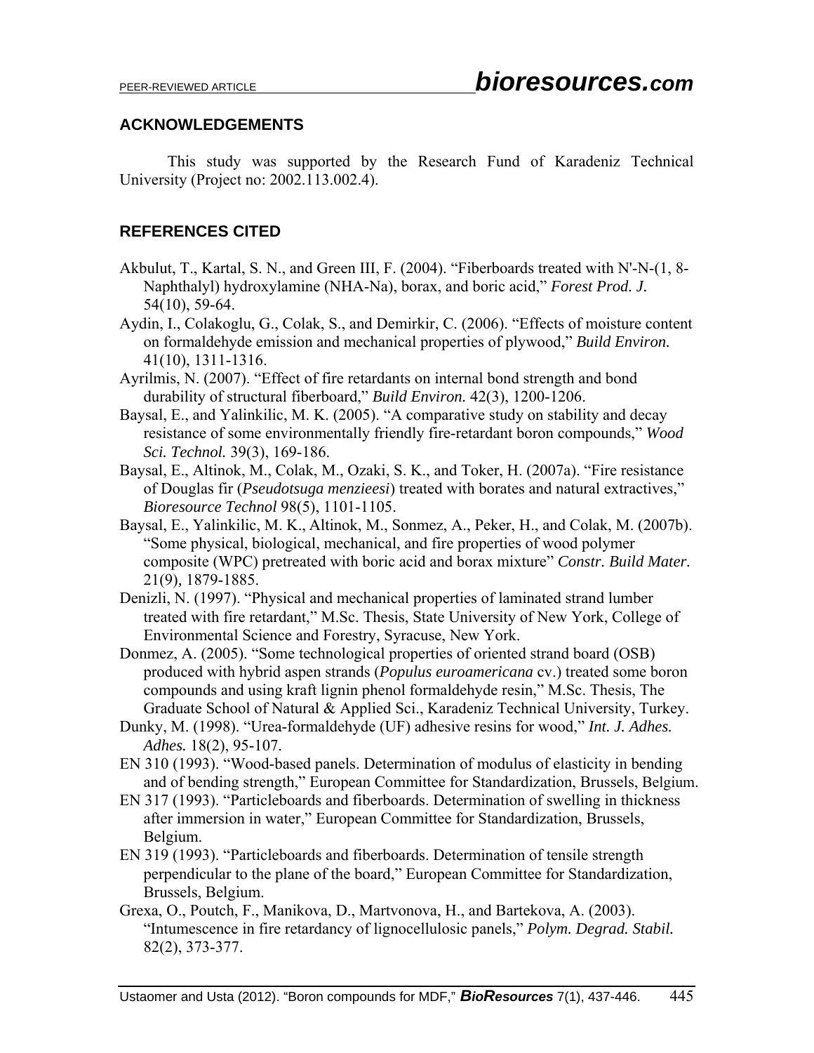## ACKNOWLEDGEMENTS

This study was supported by the Research Fund of Karadeniz Technical University (Project no: 2002.113.002.4).

## REFERENCES CITED

Akbulut, T., Kartal, S. N., and Green III, F. (2004). "Fiberboards treated with N'-N-(1, 8-Naphthalyl) hydroxylamine (NHA-Na), borax, and boric acid," *Forest Prod. J.* 54(10), 59-64.

Aydin, I., Colakoglu, G., Colak, S., and Demirkir, C. (2006). "Effects of moisture content on formaldehyde emission and mechanical properties of plywood," *Build Environ.* 41(10), 1311-1316.

Ayrilmis, N. (2007). "Effect of fire retardants on internal bond strength and bond durability of structural fiberboard," *Build Environ.* 42(3), 1200-1206.

Baysal, E., and Yalinkilic, M. K. (2005). "A comparative study on stability and decay resistance of some environmentally friendly fire-retardant boron compounds," *Wood Sci. Technol.* 39(3), 169-186.

Baysal, E., Altinok, M., Colak, M., Ozaki, S. K., and Toker, H. (2007a). "Fire resistance of Douglas fir (*Pseudotsuga menzieesi*) treated with borates and natural extractives," *Bioresource Technol* 98(5), 1101-1105.

Baysal, E., Yalinkilic, M. K., Altinok, M., Sonmez, A., Peker, H., and Colak, M. (2007b). "Some physical, biological, mechanical, and fire properties of wood polymer composite (WPC) pretreated with boric acid and borax mixture" *Constr. Build Mater.* 21(9), 1879-1885.

Denizli, N. (1997). "Physical and mechanical properties of laminated strand lumber treated with fire retardant," M.Sc. Thesis, State University of New York, College of Environmental Science and Forestry, Syracuse, New York.

Donmez, A. (2005). "Some technological properties of oriented strand board (OSB) produced with hybrid aspen strands (*Populus euroamericana* cv.) treated some boron compounds and using kraft lignin phenol formaldehyde resin," M.Sc. Thesis, The Graduate School of Natural & Applied Sci., Karadeniz Technical University, Turkey.

Dunky, M. (1998). "Urea-formaldehyde (UF) adhesive resins for wood," *Int. J. Adhes. Adhes.* 18(2), 95-107.

EN 310 (1993). "Wood-based panels. Determination of modulus of elasticity in bending and of bending strength," European Committee for Standardization, Brussels, Belgium.

EN 317 (1993). "Particleboards and fiberboards. Determination of swelling in thickness after immersion in water," European Committee for Standardization, Brussels, Belgium.

EN 319 (1993). "Particleboards and fiberboards. Determination of tensile strength perpendicular to the plane of the board," European Committee for Standardization, Brussels, Belgium.

Grexa, O., Poutch, F., Manikova, D., Martvonova, H., and Bartekova, A. (2003). "Intumescence in fire retardancy of lignocellulosic panels," *Polym. Degrad. Stabil.* 82(2), 373-377.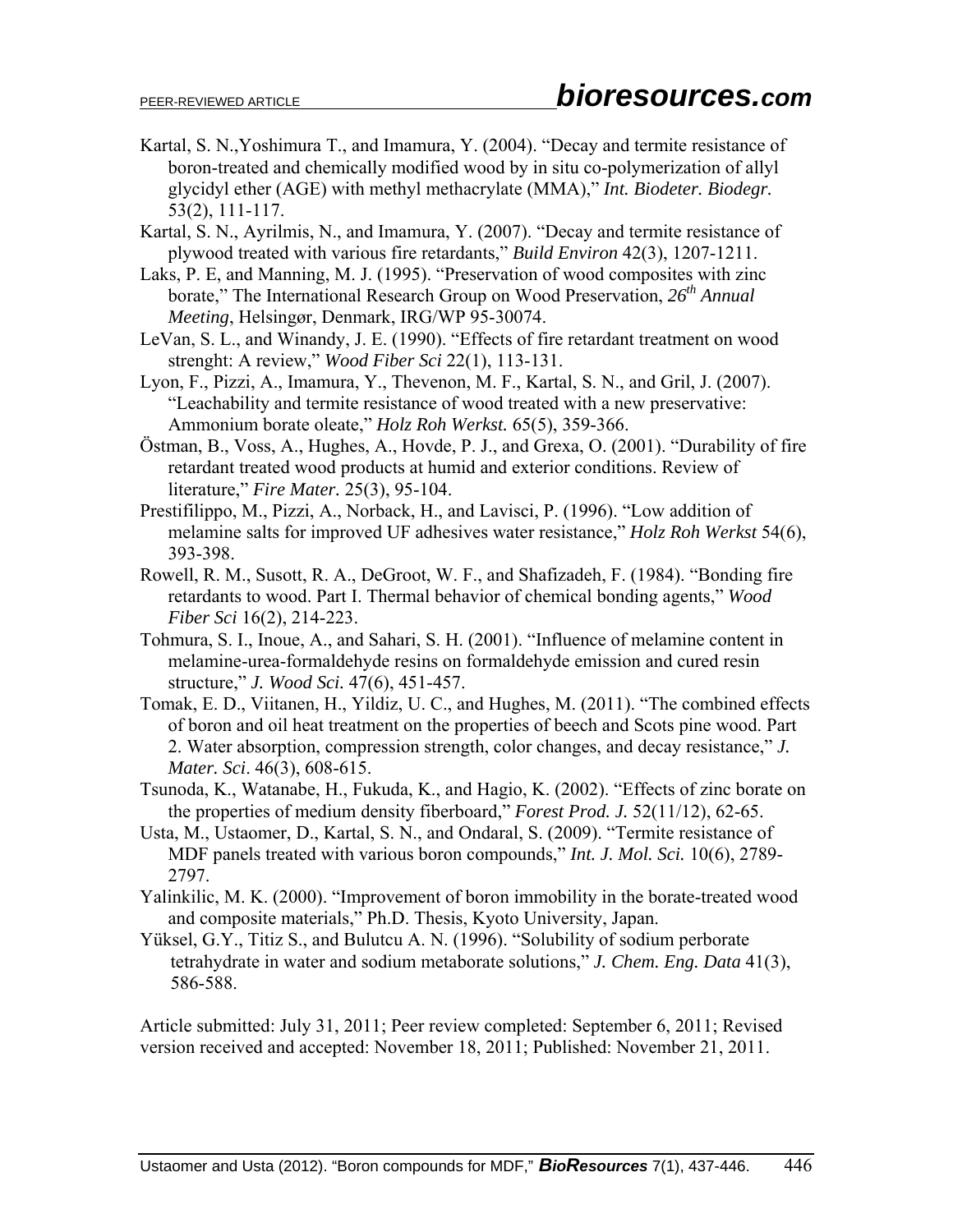Kartal, S. N.,Yoshimura T., and Imamura, Y. (2004). "Decay and termite resistance of boron-treated and chemically modified wood by in situ co-polymerization of allyl glycidyl ether (AGE) with methyl methacrylate (MMA)," *Int. Biodeter. Biodegr.* 53(2), 111-117.

Kartal, S. N., Ayrilmis, N., and Imamura, Y. (2007). "Decay and termite resistance of plywood treated with various fire retardants," *Build Environ* 42(3), 1207-1211.

Laks, P. E, and Manning, M. J. (1995). "Preservation of wood composites with zinc borate," The International Research Group on Wood Preservation, *26th Annual Meeting*, Helsingør, Denmark, IRG/WP 95-30074.

LeVan, S. L., and Winandy, J. E. (1990). "Effects of fire retardant treatment on wood strenght: A review," *Wood Fiber Sci* 22(1), 113-131.

Lyon, F., Pizzi, A., Imamura, Y., Thevenon, M. F., Kartal, S. N., and Gril, J. (2007). "Leachability and termite resistance of wood treated with a new preservative: Ammonium borate oleate," *Holz Roh Werkst.* 65(5), 359-366.

Östman, B., Voss, A., Hughes, A., Hovde, P. J., and Grexa, O. (2001). "Durability of fire retardant treated wood products at humid and exterior conditions. Review of literature," *Fire Mater.* 25(3), 95-104.

Prestifilippo, M., Pizzi, A., Norback, H., and Lavisci, P. (1996). "Low addition of melamine salts for improved UF adhesives water resistance," *Holz Roh Werkst* 54(6), 393-398.

Rowell, R. M., Susott, R. A., DeGroot, W. F., and Shafizadeh, F. (1984). "Bonding fire retardants to wood. Part I. Thermal behavior of chemical bonding agents," *Wood Fiber Sci* 16(2), 214-223.

Tohmura, S. I., Inoue, A., and Sahari, S. H. (2001). "Influence of melamine content in melamine-urea-formaldehyde resins on formaldehyde emission and cured resin structure," *J. Wood Sci.* 47(6), 451-457.

Tomak, E. D., Viitanen, H., Yildiz, U. C., and Hughes, M. (2011). "The combined effects of boron and oil heat treatment on the properties of beech and Scots pine wood. Part 2. Water absorption, compression strength, color changes, and decay resistance," *J. Mater. Sci*. 46(3), 608-615.

Tsunoda, K., Watanabe, H., Fukuda, K., and Hagio, K. (2002). "Effects of zinc borate on the properties of medium density fiberboard," *Forest Prod. J.* 52(11/12), 62-65.

Usta, M., Ustaomer, D., Kartal, S. N., and Ondaral, S. (2009). "Termite resistance of MDF panels treated with various boron compounds," *Int. J. Mol. Sci.* 10(6), 2789-2797.

Yalinkilic, M. K. (2000). "Improvement of boron immobility in the borate-treated wood and composite materials," Ph.D. Thesis, Kyoto University, Japan.

Yüksel, G.Y., Titiz S., and Bulutcu A. N. (1996). "Solubility of sodium perborate tetrahydrate in water and sodium metaborate solutions," *J. Chem. Eng. Data* 41(3), 586-588.

Article submitted: July 31, 2011; Peer review completed: September 6, 2011; Revised version received and accepted: November 18, 2011; Published: November 21, 2011.